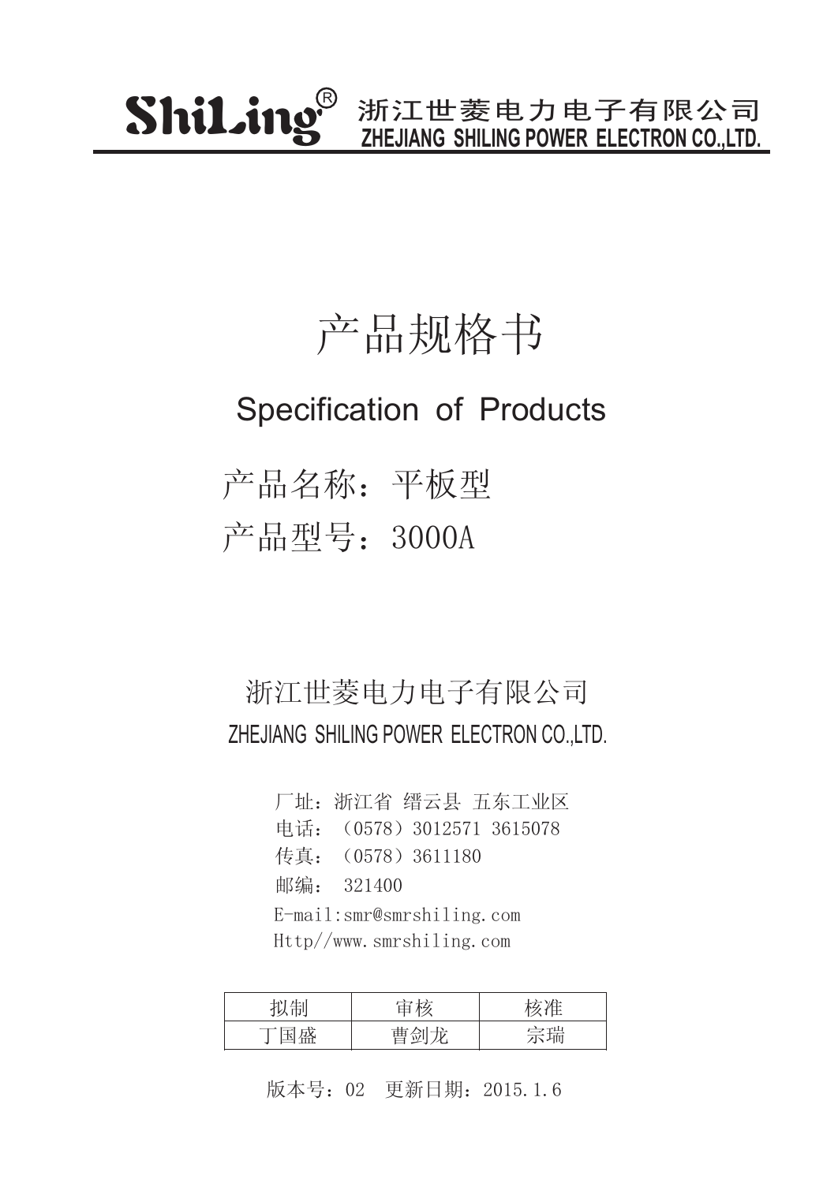ShiLing® 浙江世菱电力电子有限公司
ZHEJIANG SHILING POWER ELECTRON CO.,LTD.

# 产品规格书

## Specification of Products

## 产品名称：平板型

## 产品型号：3000A

浙江世菱电力电子有限公司

ZHEJIANG SHILING POWER ELECTRON CO.,LTD.

厂址：浙江省 缙云县 五东工业区

电话：（0578）3012571 3615078

传真：（0578）3611180

邮编： 321400

E-mail:smr@smrshiling.com

Http//www.smrshiling.com

| 拟制 | 审核 | 核准 |
|---|---|---|
| 丁国盛 | 曹剑龙 | 宗瑞 |

版本号：02 更新日期：2015.1.6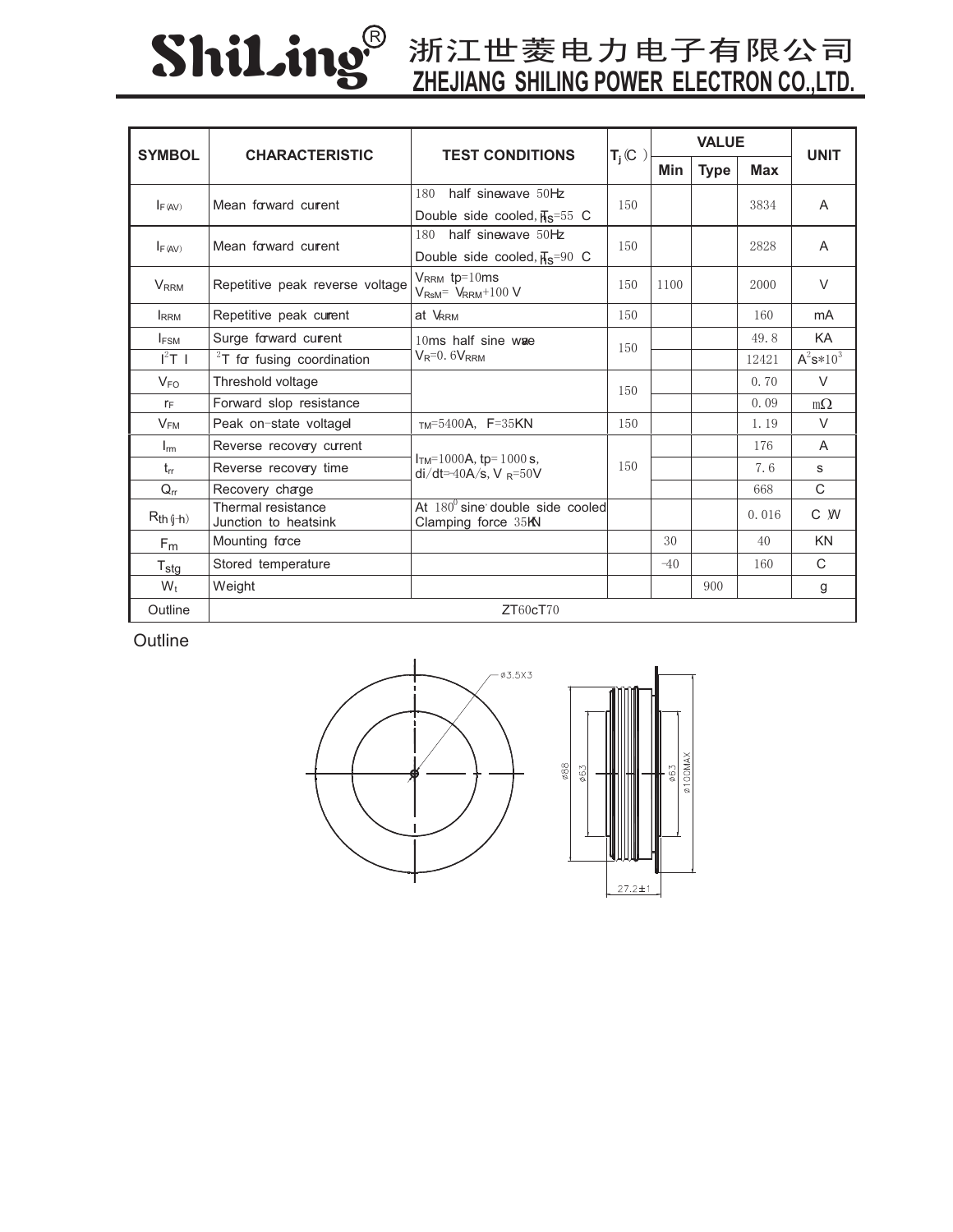# ShiLing® 浙江世菱电力电子有限公司 ZHEJIANG SHILING POWER ELECTRON CO.,LTD.

| SYMBOL | CHARACTERISTIC | TEST CONDITIONS | $T_j$(C) | VALUE | | | UNIT |
|---|---|---|---|---|---|---|---|
| | | | | Min | Type | Max | |
| $I_{F(AV)}$ | Mean forward current | 180 half sinewave 50Hz Double side cooled, $T_{hs}$=55 C | 150 | | | 3834 | A |
| $I_{F(AV)}$ | Mean forward current | 180 half sinewave 50Hz Double side cooled, $T_{hs}$=90 C | 150 | | | 2828 | A |
| $V_{RRM}$ | Repetitive peak reverse voltage | $V_{RRM}$ tp=10ms $V_{RsM}$= $V_{RRM}$+100 V | 150 | 1100 | | 2000 | V |
| $I_{RRM}$ | Repetitive peak current | at $V_{RRM}$ | 150 | | | 160 | mA |
| $I_{FSM}$ | Surge forward current | 10ms half sine wave $V_R$=0.6$V_{RRM}$ | 150 | | | 49.8 | KA |
| $I^2T$ I | $I^2T$ for fusing coordination | | | | | 12421 | $A^2s*10^3$ |
| $V_{FO}$ | Threshold voltage | | 150 | | | 0.70 | V |
| $r_F$ | Forward slop resistance | | | | | 0.09 | mΩ |
| $V_{FM}$ | Peak on-state voltage | $I_{TM}$=5400A, F=35KN | 150 | | | 1.19 | V |
| $I_{rm}$ | Reverse recovery current | $I_{TM}$=1000A, tp=1000 s, di/dt=-40A/s, $V_R$=50V | 150 | | | 176 | A |
| $t_{rr}$ | Reverse recovery time | | | | | 7.6 | s |
| $Q_{rr}$ | Recovery charge | | | | | 668 | C |
| $R_{th(j-h)}$ | Thermal resistance Junction to heatsink | At 180° sine double side cooled Clamping force 35KN | | | | 0.016 | C/W |
| $F_m$ | Mounting force | | | 30 | | 40 | KN |
| $T_{stg}$ | Stored temperature | | | -40 | | 160 | C |
| $W_t$ | Weight | | | | 900 | | g |
| Outline | ZT60cT70 | | | | | | |

Outline

φ3.5X3

φ88 φ63 φ63 φ100MAX

27.2±1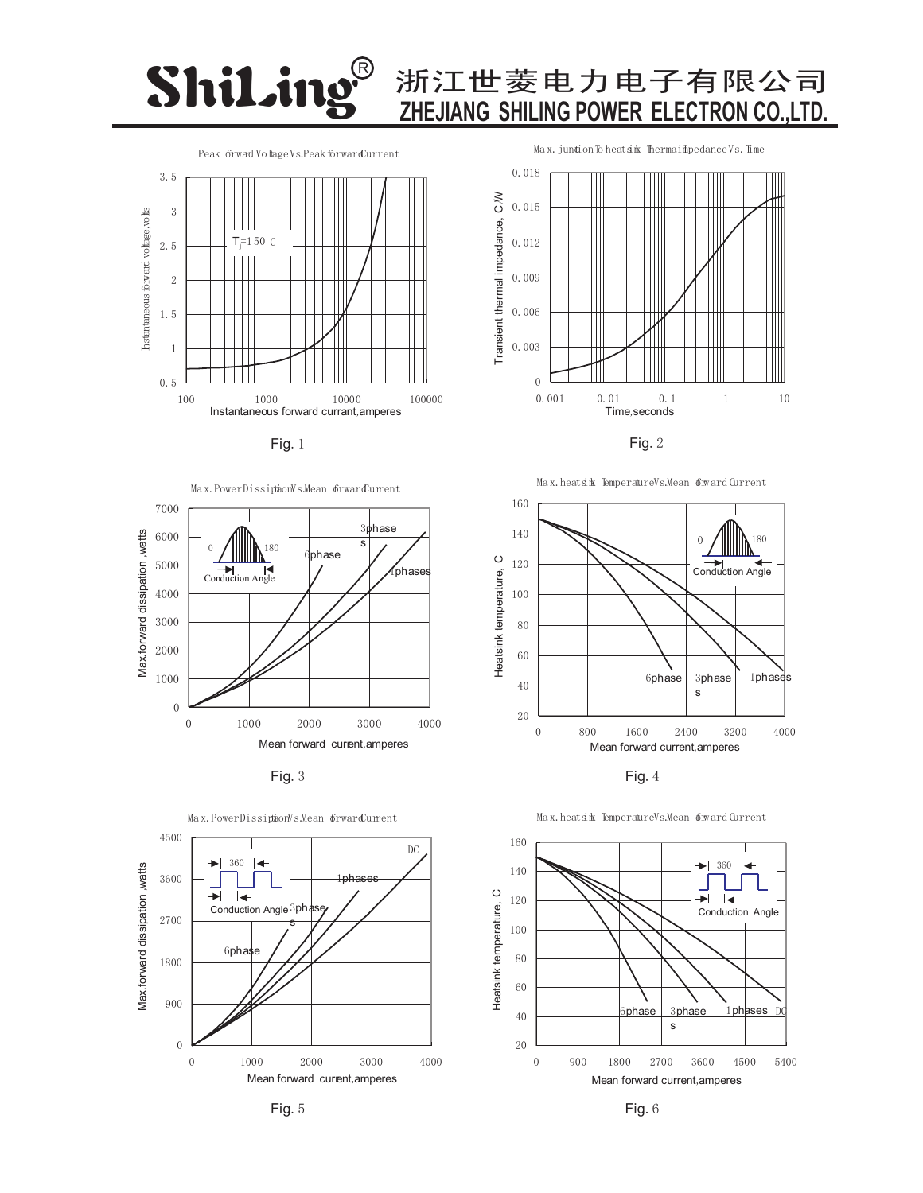# ShiLing® 浙江世菱电力电子有限公司 ZHEJIANG SHILING POWER ELECTRON CO.,LTD.

Peak forward Voltage Vs.Peak forward Current

$T_j$=150 C

Instantaneous forward voltage, volts

3.5
3
2.5
2
1.5
1
0.5

100 1000 10000 100000

Instantaneous forward currant,amperes

Fig. 1

Max. junction To heatsink Thermal impedance Vs. Time

Transient thermal impedance, C/W

0.018
0.015
0.012
0.009
0.006
0.003
0

0.001 0.01 0.1 1 10

Time,seconds

Fig. 2

Max.Power Dissipation Vs.Mean forward Current

0 180
Conduction Angle

6phase
3phases
1phases

Max.forward dissipation ,watts

7000
6000
5000
4000
3000
2000
1000
0

0 1000 2000 3000 4000

Mean forward current,amperes

Fig. 3

Max.heatsink Temperature Vs.Mean forward Current

0 180
Conduction Angle

6phase
3phases
1phases

Heatsink temperature, C

160
140
120
100
80
60
40
20

0 800 1600 2400 3200 4000

Mean forward current,amperes

Fig. 4

Max.Power Dissipation Vs.Mean forward Current

360
Conduction Angle

DC
1phases
3phases
6phase

Max.forward dissipation ,watts

4500
3600
2700
1800
900
0

0 1000 2000 3000 4000

Mean forward current,amperes

Fig. 5

Max.heatsink Temperature Vs.Mean forward Current

360
Conduction Angle

6phase
3phases
1phases
DC

Heatsink temperature, C

160
140
120
100
80
60
40
20

0 900 1800 2700 3600 4500 5400

Mean forward current,amperes

Fig. 6